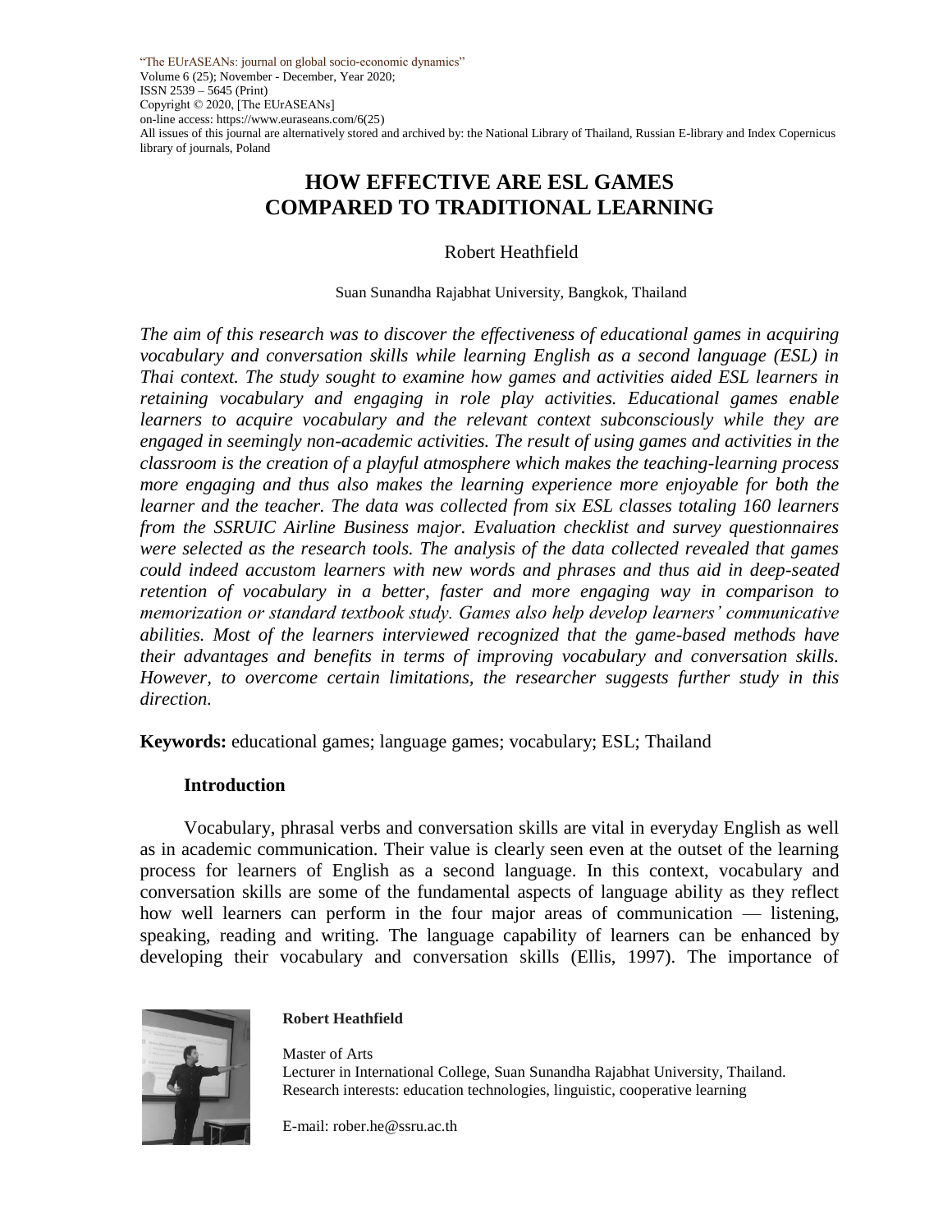"The EUrASEANs: journal on global socio-economic dynamics"
Volume 6 (25); November - December, Year 2020;
ISSN 2539 – 5645 (Print)
Copyright © 2020, [The EUrASEANs]
on-line access: https://www.euraseans.com/6(25)
All issues of this journal are alternatively stored and archived by: the National Library of Thailand, Russian E-library and Index Copernicus library of journals, Poland

# HOW EFFECTIVE ARE ESL GAMES COMPARED TO TRADITIONAL LEARNING

Robert Heathfield

Suan Sunandha Rajabhat University, Bangkok, Thailand

*The aim of this research was to discover the effectiveness of educational games in acquiring vocabulary and conversation skills while learning English as a second language (ESL) in Thai context. The study sought to examine how games and activities aided ESL learners in retaining vocabulary and engaging in role play activities. Educational games enable learners to acquire vocabulary and the relevant context subconsciously while they are engaged in seemingly non-academic activities. The result of using games and activities in the classroom is the creation of a playful atmosphere which makes the teaching-learning process more engaging and thus also makes the learning experience more enjoyable for both the learner and the teacher. The data was collected from six ESL classes totaling 160 learners from the SSRUIC Airline Business major. Evaluation checklist and survey questionnaires were selected as the research tools. The analysis of the data collected revealed that games could indeed accustom learners with new words and phrases and thus aid in deep-seated retention of vocabulary in a better, faster and more engaging way in comparison to memorization or standard textbook study. Games also help develop learners' communicative abilities. Most of the learners interviewed recognized that the game-based methods have their advantages and benefits in terms of improving vocabulary and conversation skills. However, to overcome certain limitations, the researcher suggests further study in this direction.*

**Keywords:** educational games; language games; vocabulary; ESL; Thailand

## Introduction

Vocabulary, phrasal verbs and conversation skills are vital in everyday English as well as in academic communication. Their value is clearly seen even at the outset of the learning process for learners of English as a second language. In this context, vocabulary and conversation skills are some of the fundamental aspects of language ability as they reflect how well learners can perform in the four major areas of communication — listening, speaking, reading and writing. The language capability of learners can be enhanced by developing their vocabulary and conversation skills (Ellis, 1997). The importance of

**Robert Heathfield**

Master of Arts
Lecturer in International College, Suan Sunandha Rajabhat University, Thailand.
Research interests: education technologies, linguistic, cooperative learning

E-mail: rober.he@ssru.ac.th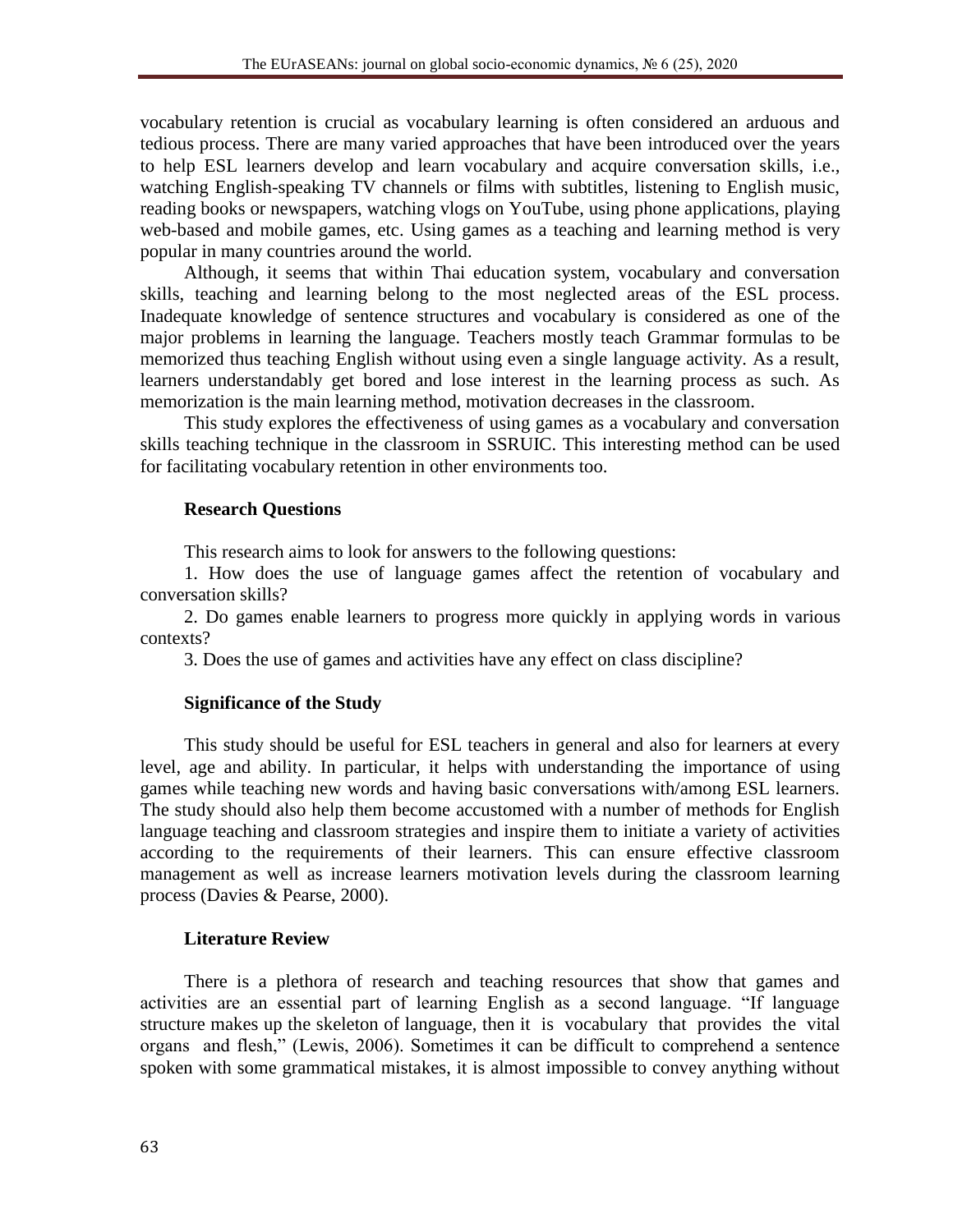vocabulary retention is crucial as vocabulary learning is often considered an arduous and tedious process. There are many varied approaches that have been introduced over the years to help ESL learners develop and learn vocabulary and acquire conversation skills, i.e., watching English-speaking TV channels or films with subtitles, listening to English music, reading books or newspapers, watching vlogs on YouTube, using phone applications, playing web-based and mobile games, etc. Using games as a teaching and learning method is very popular in many countries around the world.

Although, it seems that within Thai education system, vocabulary and conversation skills, teaching and learning belong to the most neglected areas of the ESL process. Inadequate knowledge of sentence structures and vocabulary is considered as one of the major problems in learning the language. Teachers mostly teach Grammar formulas to be memorized thus teaching English without using even a single language activity. As a result, learners understandably get bored and lose interest in the learning process as such. As memorization is the main learning method, motivation decreases in the classroom.

This study explores the effectiveness of using games as a vocabulary and conversation skills teaching technique in the classroom in SSRUIC. This interesting method can be used for facilitating vocabulary retention in other environments too.

### Research Questions

This research aims to look for answers to the following questions:

1. How does the use of language games affect the retention of vocabulary and conversation skills?

2. Do games enable learners to progress more quickly in applying words in various contexts?

3. Does the use of games and activities have any effect on class discipline?

### Significance of the Study

This study should be useful for ESL teachers in general and also for learners at every level, age and ability. In particular, it helps with understanding the importance of using games while teaching new words and having basic conversations with/among ESL learners. The study should also help them become accustomed with a number of methods for English language teaching and classroom strategies and inspire them to initiate a variety of activities according to the requirements of their learners. This can ensure effective classroom management as well as increase learners motivation levels during the classroom learning process (Davies & Pearse, 2000).

### Literature Review

There is a plethora of research and teaching resources that show that games and activities are an essential part of learning English as a second language. "If language structure makes up the skeleton of language, then it is vocabulary that provides the vital organs and flesh," (Lewis, 2006). Sometimes it can be difficult to comprehend a sentence spoken with some grammatical mistakes, it is almost impossible to convey anything without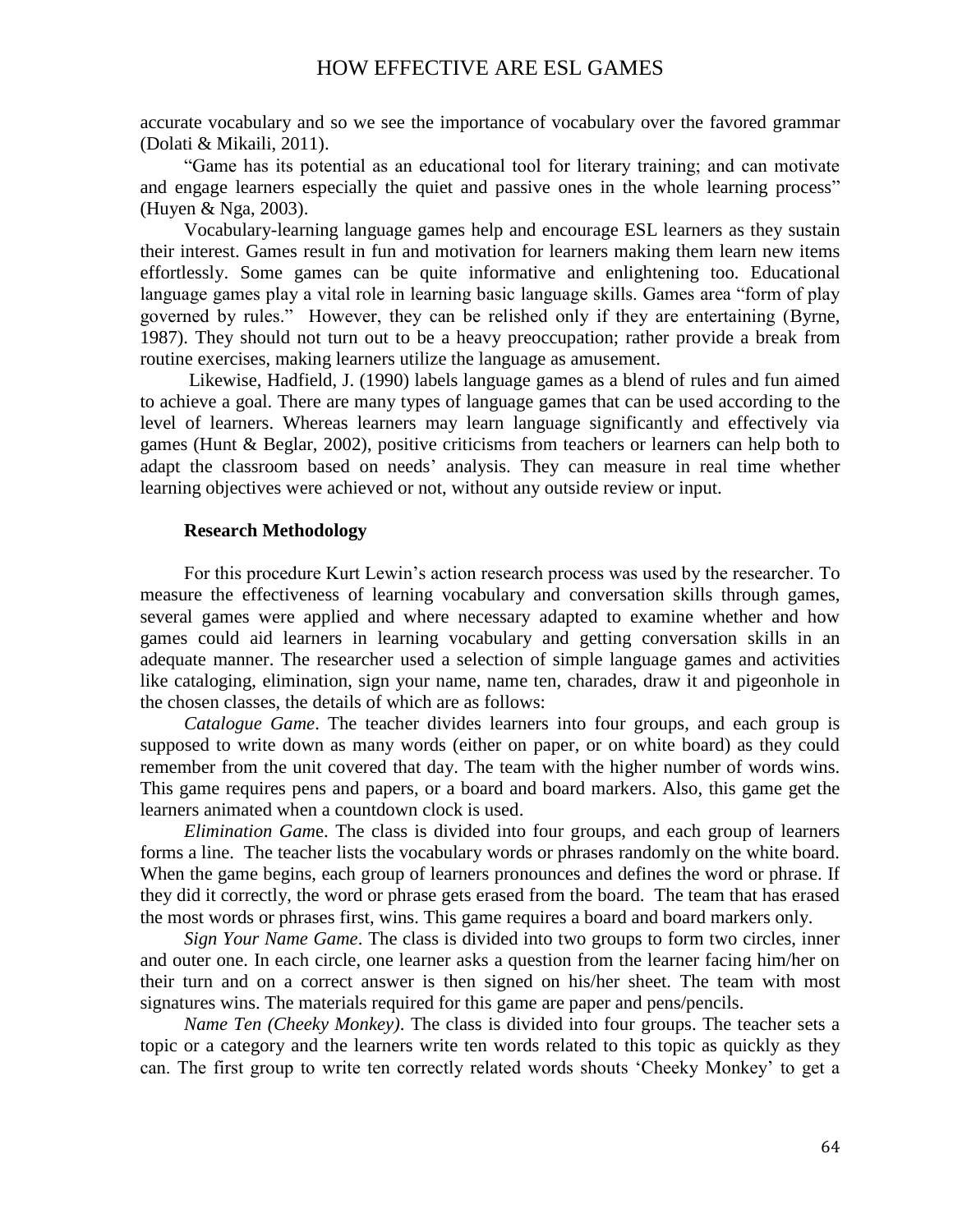accurate vocabulary and so we see the importance of vocabulary over the favored grammar (Dolati & Mikaili, 2011).

"Game has its potential as an educational tool for literary training; and can motivate and engage learners especially the quiet and passive ones in the whole learning process" (Huyen & Nga, 2003).

Vocabulary-learning language games help and encourage ESL learners as they sustain their interest. Games result in fun and motivation for learners making them learn new items effortlessly. Some games can be quite informative and enlightening too. Educational language games play a vital role in learning basic language skills. Games area "form of play governed by rules." However, they can be relished only if they are entertaining (Byrne, 1987). They should not turn out to be a heavy preoccupation; rather provide a break from routine exercises, making learners utilize the language as amusement.

Likewise, Hadfield, J. (1990) labels language games as a blend of rules and fun aimed to achieve a goal. There are many types of language games that can be used according to the level of learners. Whereas learners may learn language significantly and effectively via games (Hunt & Beglar, 2002), positive criticisms from teachers or learners can help both to adapt the classroom based on needs' analysis. They can measure in real time whether learning objectives were achieved or not, without any outside review or input.

## Research Methodology

For this procedure Kurt Lewin's action research process was used by the researcher. To measure the effectiveness of learning vocabulary and conversation skills through games, several games were applied and where necessary adapted to examine whether and how games could aid learners in learning vocabulary and getting conversation skills in an adequate manner. The researcher used a selection of simple language games and activities like cataloging, elimination, sign your name, name ten, charades, draw it and pigeonhole in the chosen classes, the details of which are as follows:

*Catalogue Game*. The teacher divides learners into four groups, and each group is supposed to write down as many words (either on paper, or on white board) as they could remember from the unit covered that day. The team with the higher number of words wins. This game requires pens and papers, or a board and board markers. Also, this game get the learners animated when a countdown clock is used.

*Elimination Game*. The class is divided into four groups, and each group of learners forms a line. The teacher lists the vocabulary words or phrases randomly on the white board. When the game begins, each group of learners pronounces and defines the word or phrase. If they did it correctly, the word or phrase gets erased from the board. The team that has erased the most words or phrases first, wins. This game requires a board and board markers only.

*Sign Your Name Game*. The class is divided into two groups to form two circles, inner and outer one. In each circle, one learner asks a question from the learner facing him/her on their turn and on a correct answer is then signed on his/her sheet. The team with most signatures wins. The materials required for this game are paper and pens/pencils.

*Name Ten (Cheeky Monkey)*. The class is divided into four groups. The teacher sets a topic or a category and the learners write ten words related to this topic as quickly as they can. The first group to write ten correctly related words shouts 'Cheeky Monkey' to get a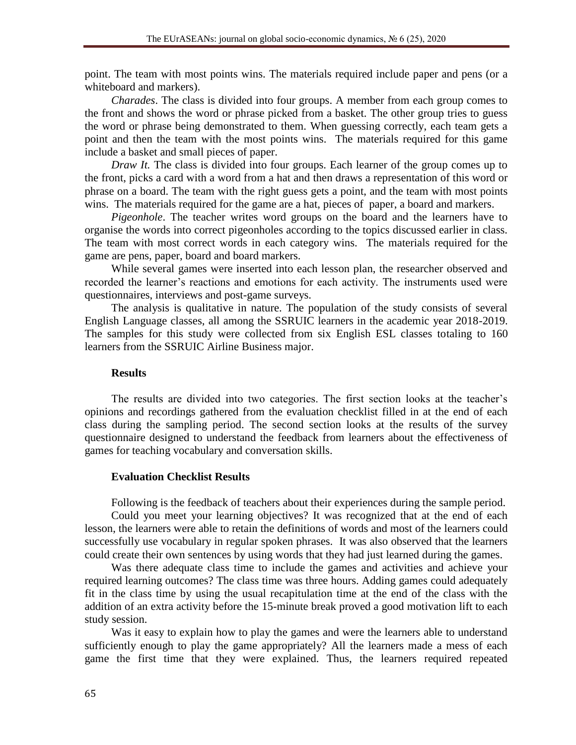point. The team with most points wins. The materials required include paper and pens (or a whiteboard and markers).

*Charades*. The class is divided into four groups. A member from each group comes to the front and shows the word or phrase picked from a basket. The other group tries to guess the word or phrase being demonstrated to them. When guessing correctly, each team gets a point and then the team with the most points wins. The materials required for this game include a basket and small pieces of paper.

*Draw It.* The class is divided into four groups. Each learner of the group comes up to the front, picks a card with a word from a hat and then draws a representation of this word or phrase on a board. The team with the right guess gets a point, and the team with most points wins. The materials required for the game are a hat, pieces of paper, a board and markers.

*Pigeonhole*. The teacher writes word groups on the board and the learners have to organise the words into correct pigeonholes according to the topics discussed earlier in class. The team with most correct words in each category wins. The materials required for the game are pens, paper, board and board markers.

While several games were inserted into each lesson plan, the researcher observed and recorded the learner's reactions and emotions for each activity. The instruments used were questionnaires, interviews and post-game surveys.

The analysis is qualitative in nature. The population of the study consists of several English Language classes, all among the SSRUIC learners in the academic year 2018-2019. The samples for this study were collected from six English ESL classes totaling to 160 learners from the SSRUIC Airline Business major.

## Results

The results are divided into two categories. The first section looks at the teacher's opinions and recordings gathered from the evaluation checklist filled in at the end of each class during the sampling period. The second section looks at the results of the survey questionnaire designed to understand the feedback from learners about the effectiveness of games for teaching vocabulary and conversation skills.

### Evaluation Checklist Results

Following is the feedback of teachers about their experiences during the sample period.

Could you meet your learning objectives? It was recognized that at the end of each lesson, the learners were able to retain the definitions of words and most of the learners could successfully use vocabulary in regular spoken phrases. It was also observed that the learners could create their own sentences by using words that they had just learned during the games.

Was there adequate class time to include the games and activities and achieve your required learning outcomes? The class time was three hours. Adding games could adequately fit in the class time by using the usual recapitulation time at the end of the class with the addition of an extra activity before the 15-minute break proved a good motivation lift to each study session.

Was it easy to explain how to play the games and were the learners able to understand sufficiently enough to play the game appropriately? All the learners made a mess of each game the first time that they were explained. Thus, the learners required repeated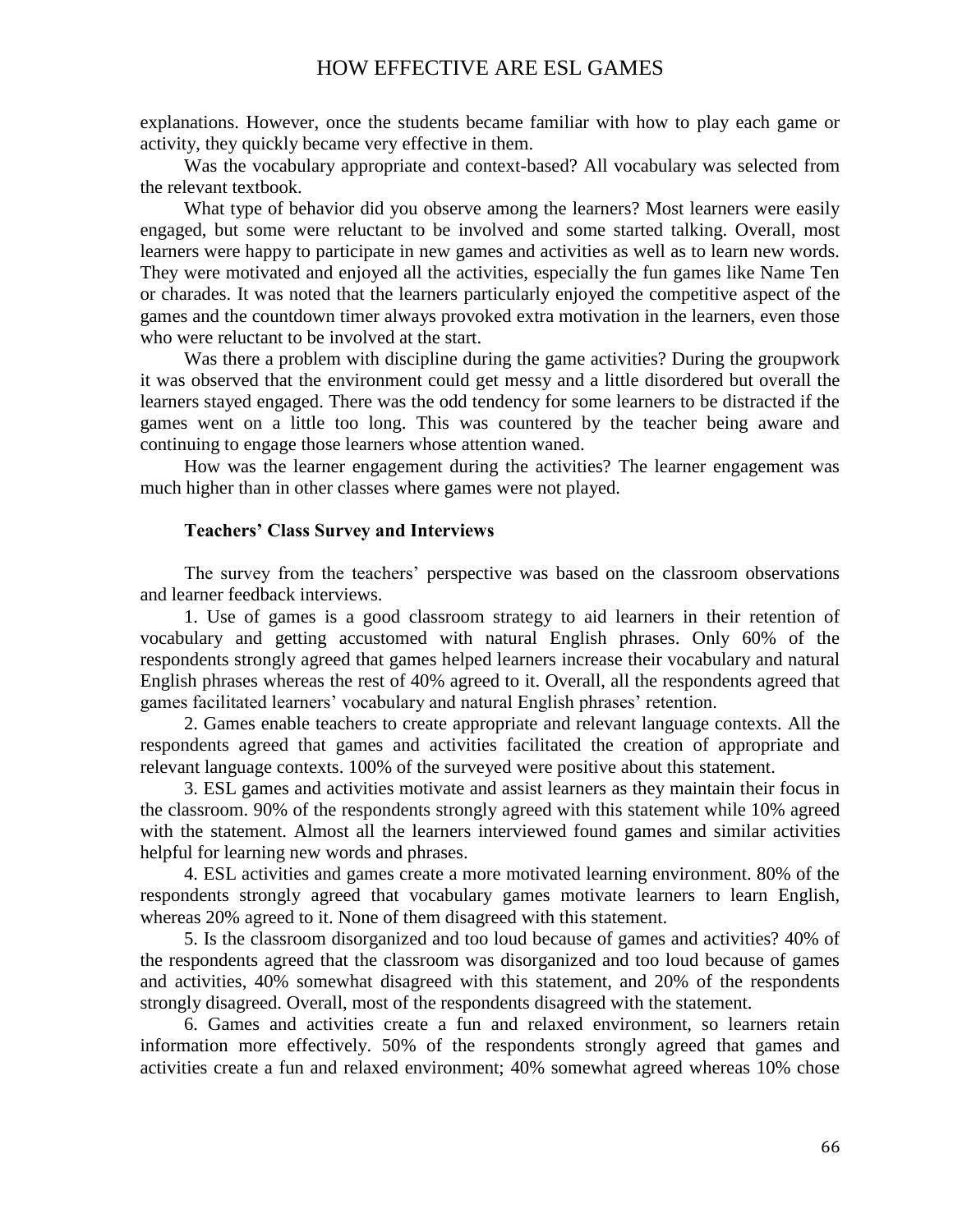explanations. However, once the students became familiar with how to play each game or activity, they quickly became very effective in them.

Was the vocabulary appropriate and context-based? All vocabulary was selected from the relevant textbook.

What type of behavior did you observe among the learners? Most learners were easily engaged, but some were reluctant to be involved and some started talking. Overall, most learners were happy to participate in new games and activities as well as to learn new words. They were motivated and enjoyed all the activities, especially the fun games like Name Ten or charades. It was noted that the learners particularly enjoyed the competitive aspect of the games and the countdown timer always provoked extra motivation in the learners, even those who were reluctant to be involved at the start.

Was there a problem with discipline during the game activities? During the groupwork it was observed that the environment could get messy and a little disordered but overall the learners stayed engaged. There was the odd tendency for some learners to be distracted if the games went on a little too long. This was countered by the teacher being aware and continuing to engage those learners whose attention waned.

How was the learner engagement during the activities? The learner engagement was much higher than in other classes where games were not played.

### Teachers' Class Survey and Interviews

The survey from the teachers' perspective was based on the classroom observations and learner feedback interviews.

1. Use of games is a good classroom strategy to aid learners in their retention of vocabulary and getting accustomed with natural English phrases. Only 60% of the respondents strongly agreed that games helped learners increase their vocabulary and natural English phrases whereas the rest of 40% agreed to it. Overall, all the respondents agreed that games facilitated learners' vocabulary and natural English phrases' retention.

2. Games enable teachers to create appropriate and relevant language contexts. All the respondents agreed that games and activities facilitated the creation of appropriate and relevant language contexts. 100% of the surveyed were positive about this statement.

3. ESL games and activities motivate and assist learners as they maintain their focus in the classroom. 90% of the respondents strongly agreed with this statement while 10% agreed with the statement. Almost all the learners interviewed found games and similar activities helpful for learning new words and phrases.

4. ESL activities and games create a more motivated learning environment. 80% of the respondents strongly agreed that vocabulary games motivate learners to learn English, whereas 20% agreed to it. None of them disagreed with this statement.

5. Is the classroom disorganized and too loud because of games and activities? 40% of the respondents agreed that the classroom was disorganized and too loud because of games and activities, 40% somewhat disagreed with this statement, and 20% of the respondents strongly disagreed. Overall, most of the respondents disagreed with the statement.

6. Games and activities create a fun and relaxed environment, so learners retain information more effectively. 50% of the respondents strongly agreed that games and activities create a fun and relaxed environment; 40% somewhat agreed whereas 10% chose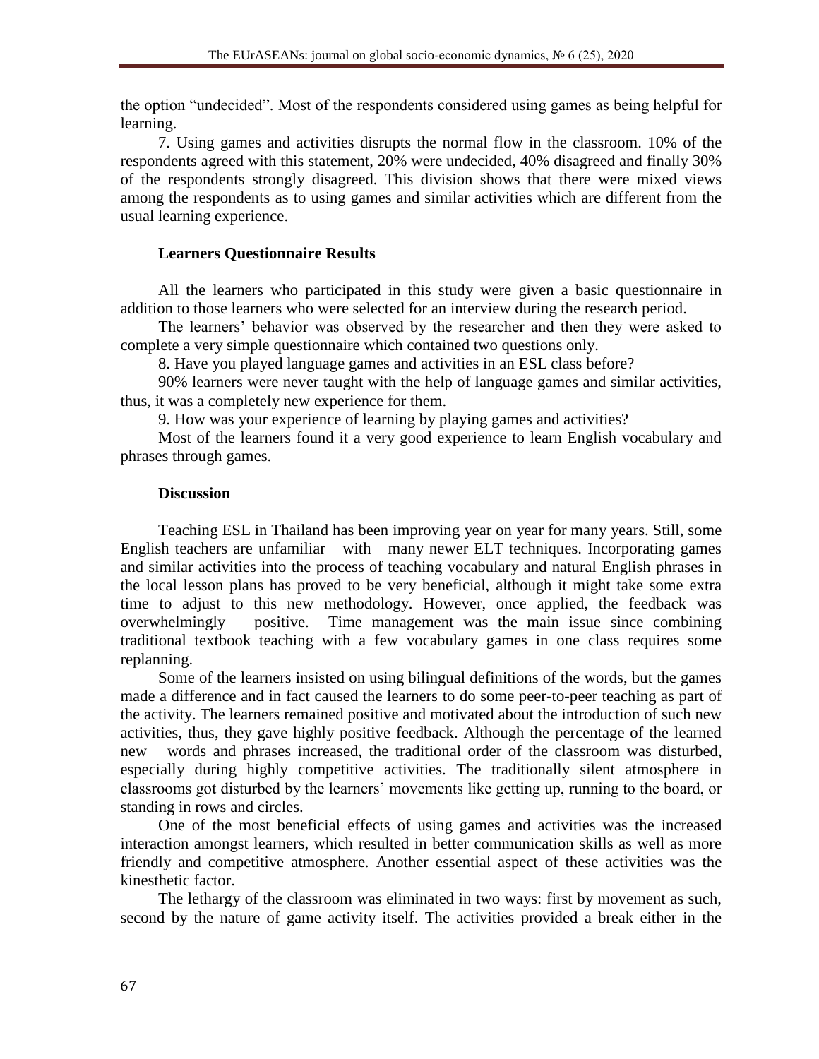the option "undecided". Most of the respondents considered using games as being helpful for learning.

7. Using games and activities disrupts the normal flow in the classroom. 10% of the respondents agreed with this statement, 20% were undecided, 40% disagreed and finally 30% of the respondents strongly disagreed. This division shows that there were mixed views among the respondents as to using games and similar activities which are different from the usual learning experience.

**Learners Questionnaire Results**

All the learners who participated in this study were given a basic questionnaire in addition to those learners who were selected for an interview during the research period.

The learners' behavior was observed by the researcher and then they were asked to complete a very simple questionnaire which contained two questions only.

8. Have you played language games and activities in an ESL class before?

90% learners were never taught with the help of language games and similar activities, thus, it was a completely new experience for them.

9. How was your experience of learning by playing games and activities?

Most of the learners found it a very good experience to learn English vocabulary and phrases through games.

**Discussion**

Teaching ESL in Thailand has been improving year on year for many years. Still, some English teachers are unfamiliar with many newer ELT techniques. Incorporating games and similar activities into the process of teaching vocabulary and natural English phrases in the local lesson plans has proved to be very beneficial, although it might take some extra time to adjust to this new methodology. However, once applied, the feedback was overwhelmingly positive. Time management was the main issue since combining traditional textbook teaching with a few vocabulary games in one class requires some replanning.

Some of the learners insisted on using bilingual definitions of the words, but the games made a difference and in fact caused the learners to do some peer-to-peer teaching as part of the activity. The learners remained positive and motivated about the introduction of such new activities, thus, they gave highly positive feedback. Although the percentage of the learned new words and phrases increased, the traditional order of the classroom was disturbed, especially during highly competitive activities. The traditionally silent atmosphere in classrooms got disturbed by the learners' movements like getting up, running to the board, or standing in rows and circles.

One of the most beneficial effects of using games and activities was the increased interaction amongst learners, which resulted in better communication skills as well as more friendly and competitive atmosphere. Another essential aspect of these activities was the kinesthetic factor.

The lethargy of the classroom was eliminated in two ways: first by movement as such, second by the nature of game activity itself. The activities provided a break either in the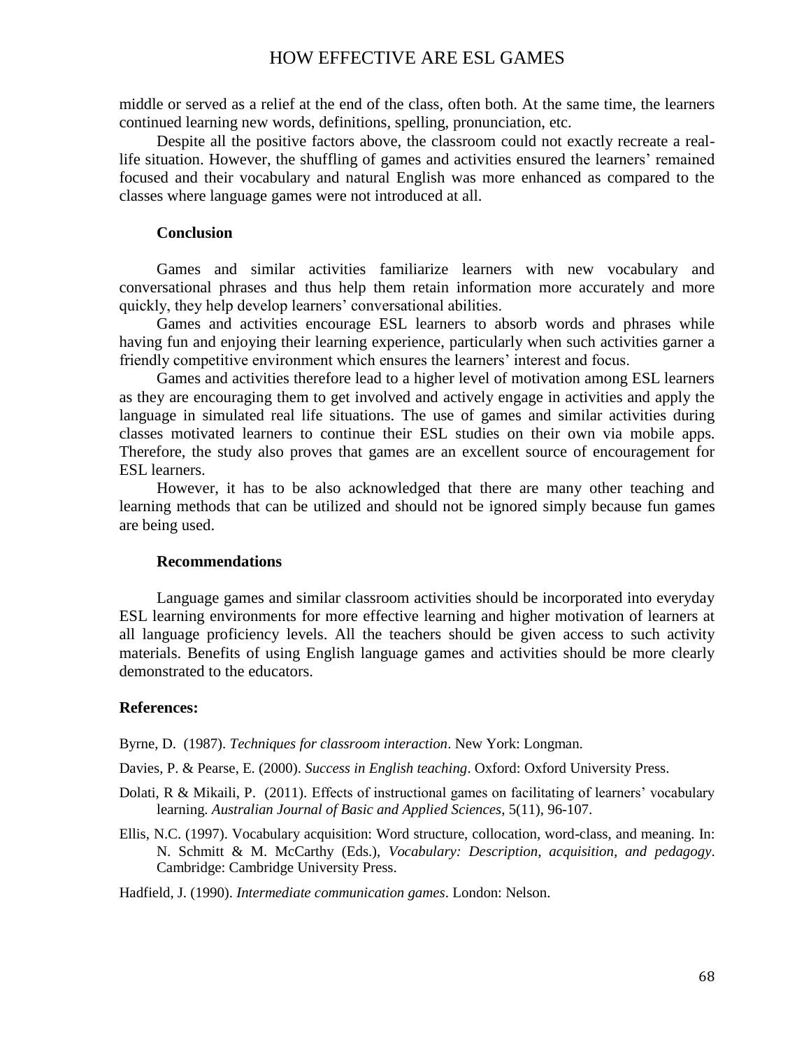middle or served as a relief at the end of the class, often both. At the same time, the learners continued learning new words, definitions, spelling, pronunciation, etc.

Despite all the positive factors above, the classroom could not exactly recreate a real-life situation. However, the shuffling of games and activities ensured the learners' remained focused and their vocabulary and natural English was more enhanced as compared to the classes where language games were not introduced at all.

## Conclusion

Games and similar activities familiarize learners with new vocabulary and conversational phrases and thus help them retain information more accurately and more quickly, they help develop learners' conversational abilities.

Games and activities encourage ESL learners to absorb words and phrases while having fun and enjoying their learning experience, particularly when such activities garner a friendly competitive environment which ensures the learners' interest and focus.

Games and activities therefore lead to a higher level of motivation among ESL learners as they are encouraging them to get involved and actively engage in activities and apply the language in simulated real life situations. The use of games and similar activities during classes motivated learners to continue their ESL studies on their own via mobile apps. Therefore, the study also proves that games are an excellent source of encouragement for ESL learners.

However, it has to be also acknowledged that there are many other teaching and learning methods that can be utilized and should not be ignored simply because fun games are being used.

## Recommendations

Language games and similar classroom activities should be incorporated into everyday ESL learning environments for more effective learning and higher motivation of learners at all language proficiency levels. All the teachers should be given access to such activity materials. Benefits of using English language games and activities should be more clearly demonstrated to the educators.

## References:

Byrne, D. (1987). *Techniques for classroom interaction*. New York: Longman.

Davies, P. & Pearse, E. (2000). *Success in English teaching*. Oxford: Oxford University Press.

Dolati, R & Mikaili, P. (2011). Effects of instructional games on facilitating of learners' vocabulary learning. *Australian Journal of Basic and Applied Sciences*, 5(11), 96-107.

Ellis, N.C. (1997). Vocabulary acquisition: Word structure, collocation, word-class, and meaning. In: N. Schmitt & M. McCarthy (Eds.), *Vocabulary: Description, acquisition, and pedagogy*. Cambridge: Cambridge University Press.

Hadfield, J. (1990). *Intermediate communication games*. London: Nelson.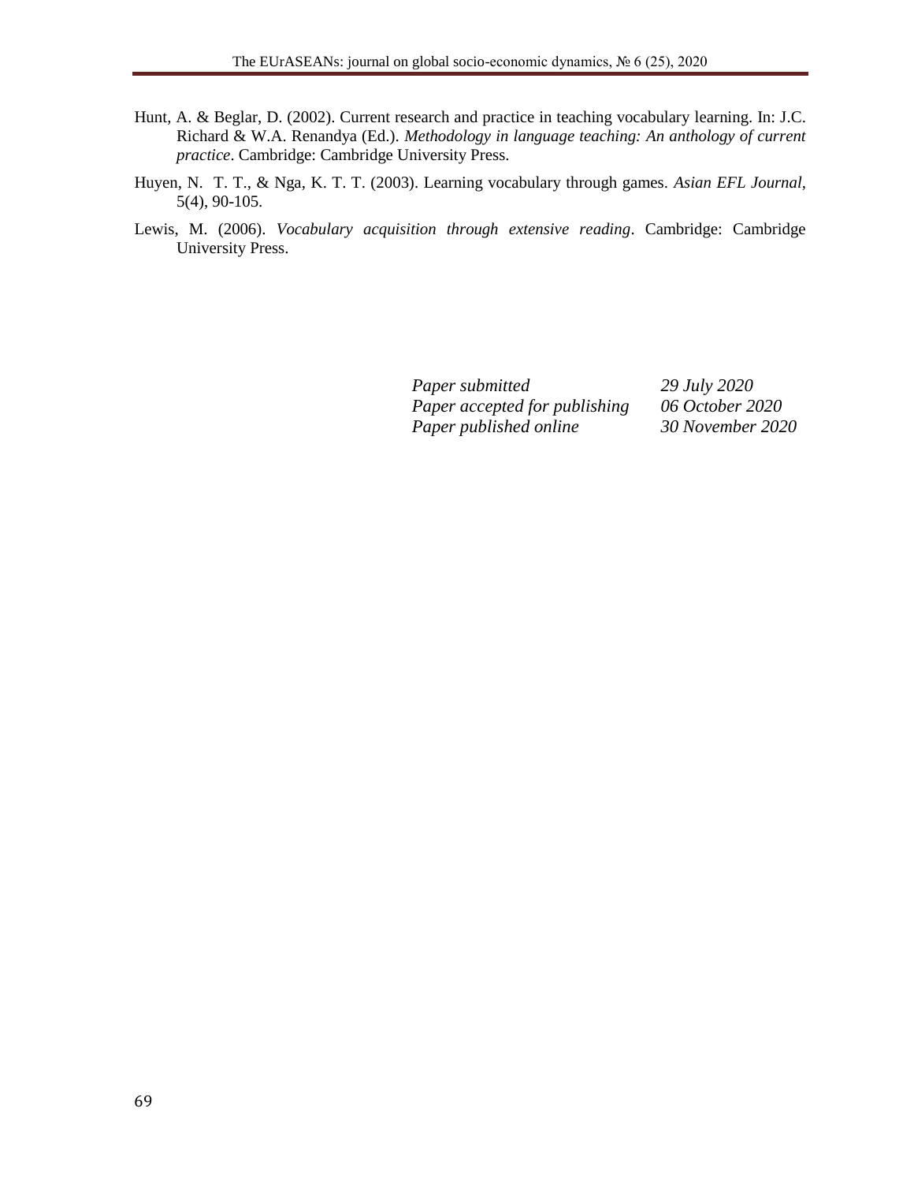Hunt, A. & Beglar, D. (2002). Current research and practice in teaching vocabulary learning. In: J.C. Richard & W.A. Renandya (Ed.). *Methodology in language teaching: An anthology of current practice*. Cambridge: Cambridge University Press.

Huyen, N. T. T., & Nga, K. T. T. (2003). Learning vocabulary through games. *Asian EFL Journal*, 5(4), 90-105.

Lewis, M. (2006). *Vocabulary acquisition through extensive reading*. Cambridge: Cambridge University Press.

| | |
|---|---|
| *Paper submitted* | *29 July 2020* |
| *Paper accepted for publishing* | *06 October 2020* |
| *Paper published online* | *30 November 2020* |